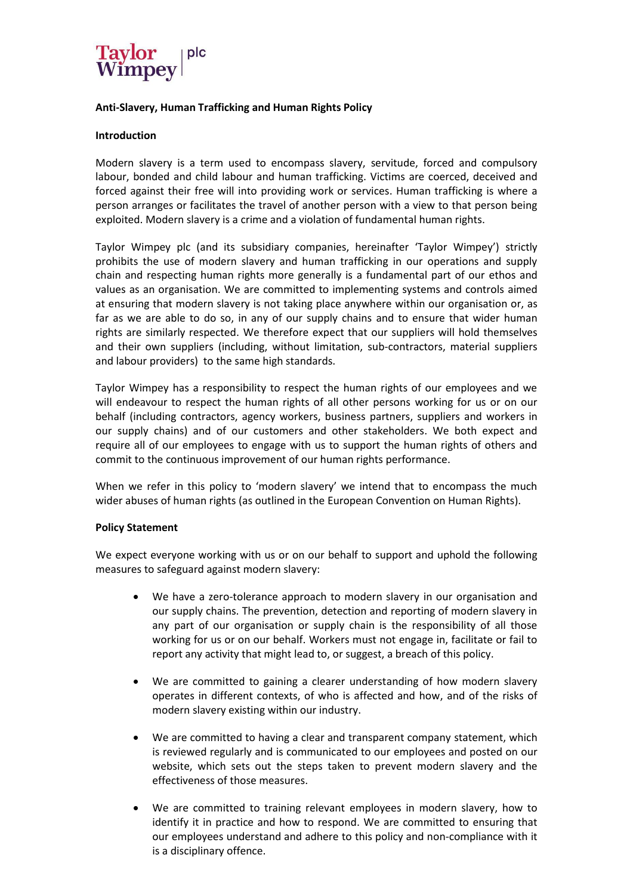Taylor Wimpey | plc

**Anti-Slavery, Human Trafficking and Human Rights Policy**

**Introduction**

Modern slavery is a term used to encompass slavery, servitude, forced and compulsory labour, bonded and child labour and human trafficking. Victims are coerced, deceived and forced against their free will into providing work or services. Human trafficking is where a person arranges or facilitates the travel of another person with a view to that person being exploited. Modern slavery is a crime and a violation of fundamental human rights.

Taylor Wimpey plc (and its subsidiary companies, hereinafter 'Taylor Wimpey') strictly prohibits the use of modern slavery and human trafficking in our operations and supply chain and respecting human rights more generally is a fundamental part of our ethos and values as an organisation. We are committed to implementing systems and controls aimed at ensuring that modern slavery is not taking place anywhere within our organisation or, as far as we are able to do so, in any of our supply chains and to ensure that wider human rights are similarly respected. We therefore expect that our suppliers will hold themselves and their own suppliers (including, without limitation, sub-contractors, material suppliers and labour providers) to the same high standards.

Taylor Wimpey has a responsibility to respect the human rights of our employees and we will endeavour to respect the human rights of all other persons working for us or on our behalf (including contractors, agency workers, business partners, suppliers and workers in our supply chains) and of our customers and other stakeholders. We both expect and require all of our employees to engage with us to support the human rights of others and commit to the continuous improvement of our human rights performance.

When we refer in this policy to 'modern slavery' we intend that to encompass the much wider abuses of human rights (as outlined in the European Convention on Human Rights).

**Policy Statement**

We expect everyone working with us or on our behalf to support and uphold the following measures to safeguard against modern slavery:

- We have a zero-tolerance approach to modern slavery in our organisation and our supply chains. The prevention, detection and reporting of modern slavery in any part of our organisation or supply chain is the responsibility of all those working for us or on our behalf. Workers must not engage in, facilitate or fail to report any activity that might lead to, or suggest, a breach of this policy.

- We are committed to gaining a clearer understanding of how modern slavery operates in different contexts, of who is affected and how, and of the risks of modern slavery existing within our industry.

- We are committed to having a clear and transparent company statement, which is reviewed regularly and is communicated to our employees and posted on our website, which sets out the steps taken to prevent modern slavery and the effectiveness of those measures.

- We are committed to training relevant employees in modern slavery, how to identify it in practice and how to respond. We are committed to ensuring that our employees understand and adhere to this policy and non-compliance with it is a disciplinary offence.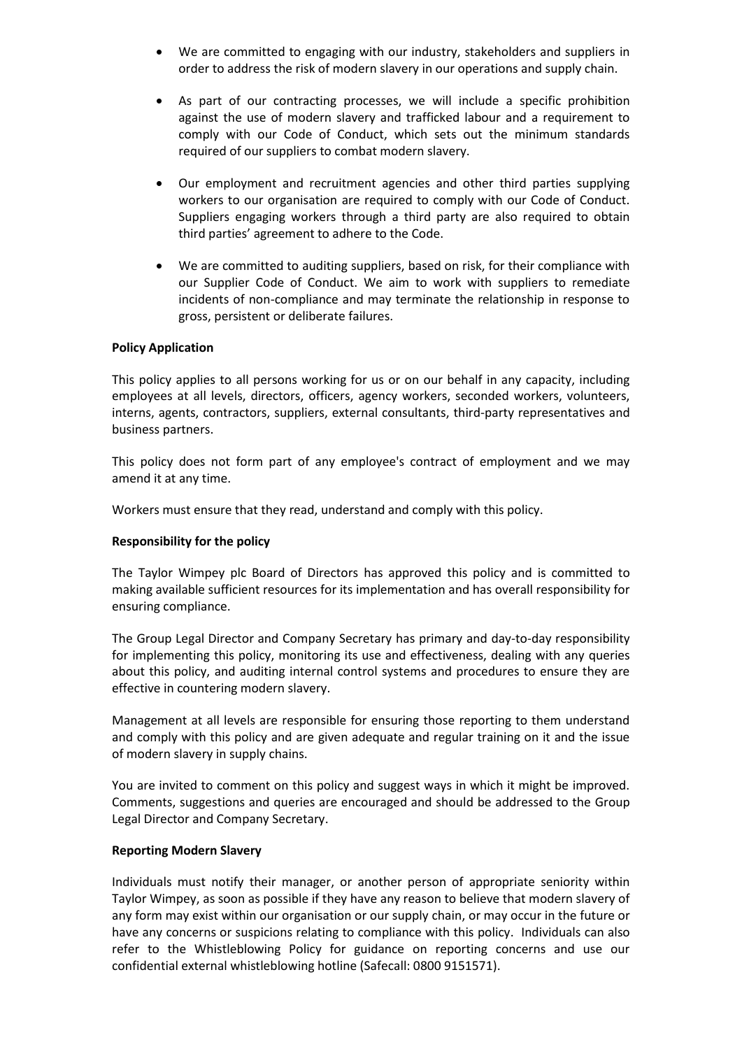- We are committed to engaging with our industry, stakeholders and suppliers in order to address the risk of modern slavery in our operations and supply chain.

- As part of our contracting processes, we will include a specific prohibition against the use of modern slavery and trafficked labour and a requirement to comply with our Code of Conduct, which sets out the minimum standards required of our suppliers to combat modern slavery.

- Our employment and recruitment agencies and other third parties supplying workers to our organisation are required to comply with our Code of Conduct. Suppliers engaging workers through a third party are also required to obtain third parties' agreement to adhere to the Code.

- We are committed to auditing suppliers, based on risk, for their compliance with our Supplier Code of Conduct. We aim to work with suppliers to remediate incidents of non-compliance and may terminate the relationship in response to gross, persistent or deliberate failures.

**Policy Application**

This policy applies to all persons working for us or on our behalf in any capacity, including employees at all levels, directors, officers, agency workers, seconded workers, volunteers, interns, agents, contractors, suppliers, external consultants, third-party representatives and business partners.

This policy does not form part of any employee's contract of employment and we may amend it at any time.

Workers must ensure that they read, understand and comply with this policy.

**Responsibility for the policy**

The Taylor Wimpey plc Board of Directors has approved this policy and is committed to making available sufficient resources for its implementation and has overall responsibility for ensuring compliance.

The Group Legal Director and Company Secretary has primary and day-to-day responsibility for implementing this policy, monitoring its use and effectiveness, dealing with any queries about this policy, and auditing internal control systems and procedures to ensure they are effective in countering modern slavery.

Management at all levels are responsible for ensuring those reporting to them understand and comply with this policy and are given adequate and regular training on it and the issue of modern slavery in supply chains.

You are invited to comment on this policy and suggest ways in which it might be improved. Comments, suggestions and queries are encouraged and should be addressed to the Group Legal Director and Company Secretary.

**Reporting Modern Slavery**

Individuals must notify their manager, or another person of appropriate seniority within Taylor Wimpey, as soon as possible if they have any reason to believe that modern slavery of any form may exist within our organisation or our supply chain, or may occur in the future or have any concerns or suspicions relating to compliance with this policy. Individuals can also refer to the Whistleblowing Policy for guidance on reporting concerns and use our confidential external whistleblowing hotline (Safecall: 0800 9151571).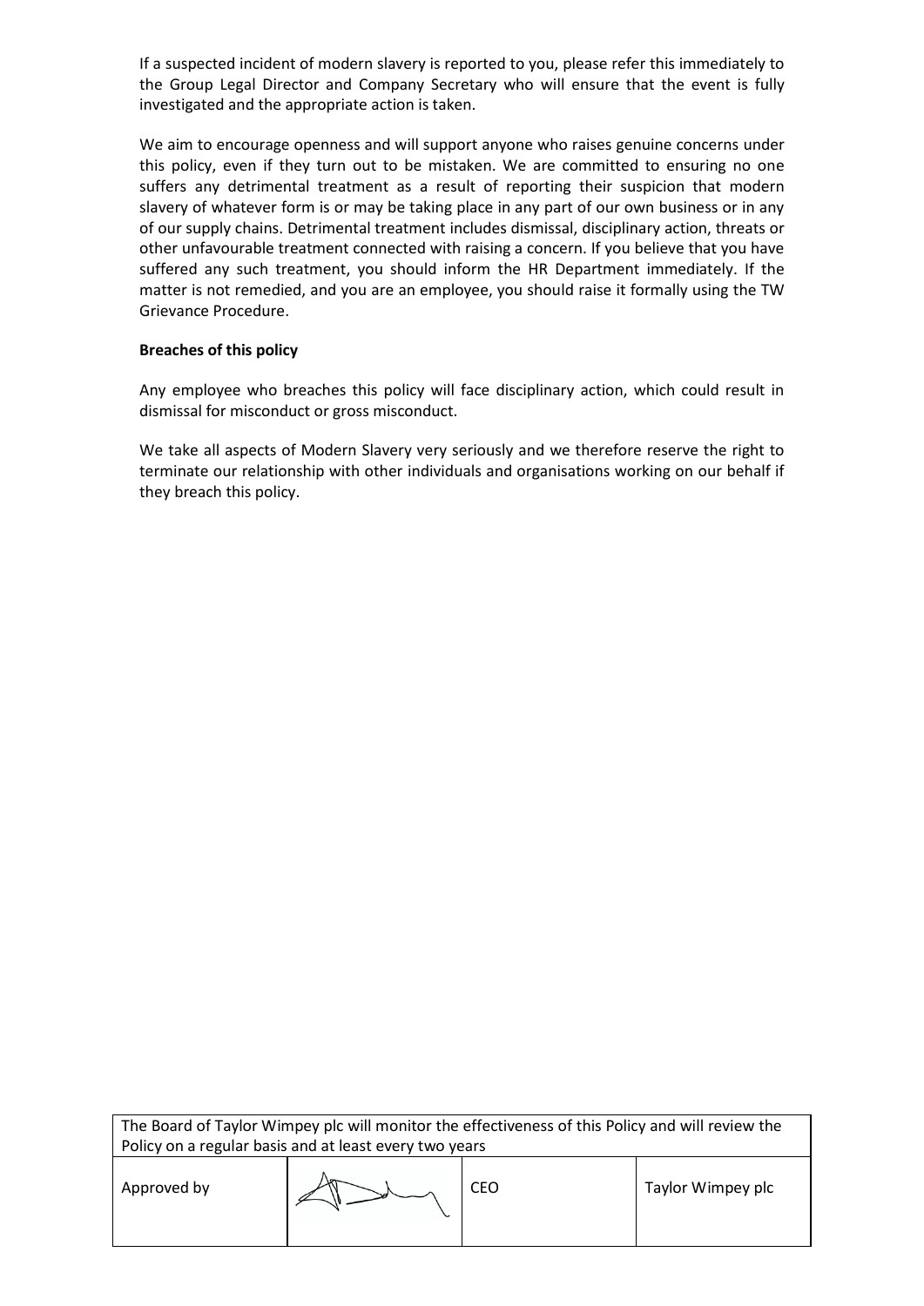If a suspected incident of modern slavery is reported to you, please refer this immediately to the Group Legal Director and Company Secretary who will ensure that the event is fully investigated and the appropriate action is taken.

We aim to encourage openness and will support anyone who raises genuine concerns under this policy, even if they turn out to be mistaken. We are committed to ensuring no one suffers any detrimental treatment as a result of reporting their suspicion that modern slavery of whatever form is or may be taking place in any part of our own business or in any of our supply chains. Detrimental treatment includes dismissal, disciplinary action, threats or other unfavourable treatment connected with raising a concern. If you believe that you have suffered any such treatment, you should inform the HR Department immediately. If the matter is not remedied, and you are an employee, you should raise it formally using the TW Grievance Procedure.

**Breaches of this policy**

Any employee who breaches this policy will face disciplinary action, which could result in dismissal for misconduct or gross misconduct.

We take all aspects of Modern Slavery very seriously and we therefore reserve the right to terminate our relationship with other individuals and organisations working on our behalf if they breach this policy.

| The Board of Taylor Wimpey plc will monitor the effectiveness of this Policy and will review the Policy on a regular basis and at least every two years | | | |
|---|---|---|---|
| Approved by | [signature] | CEO | Taylor Wimpey plc |